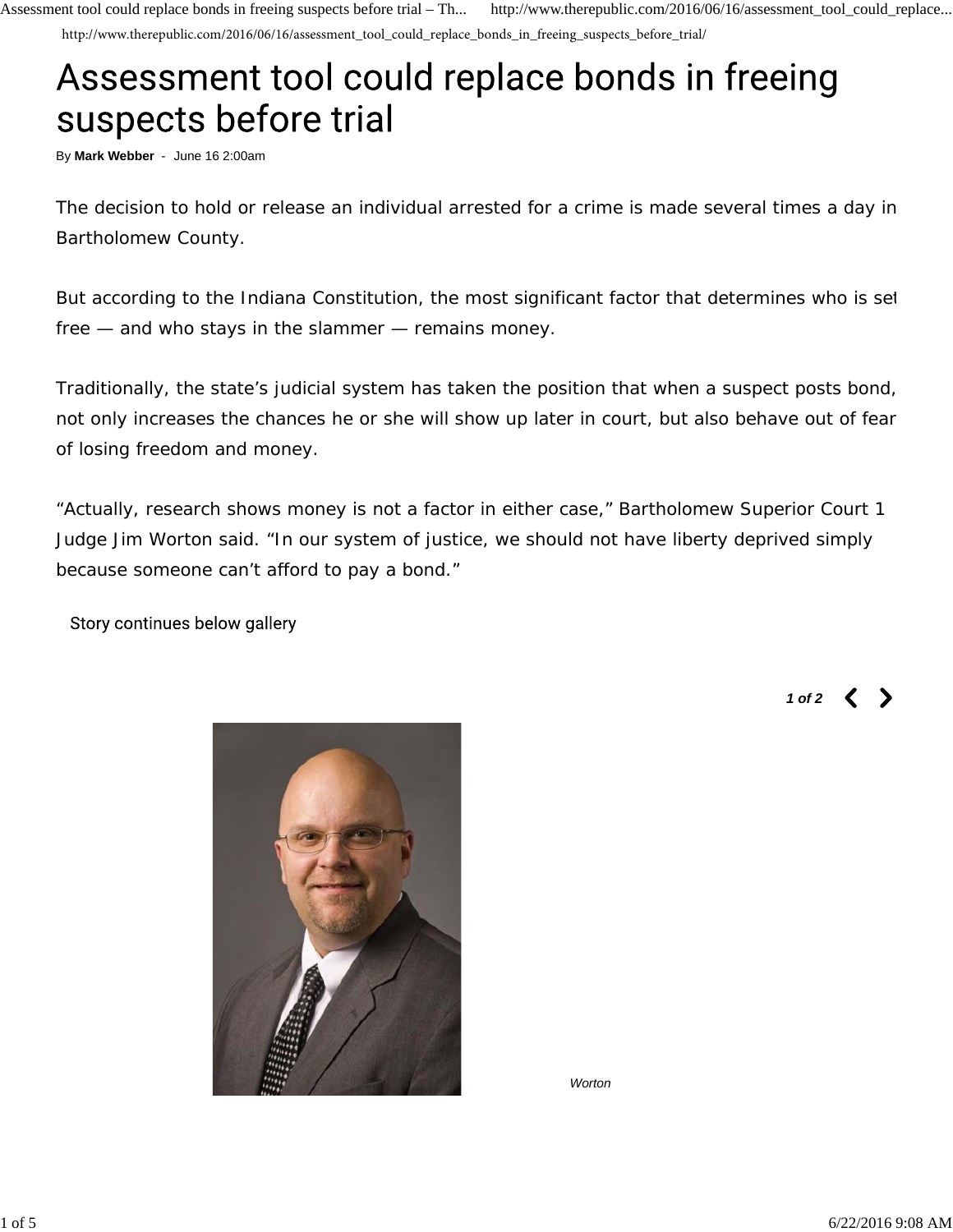# Assessment tool could replace bonds in freeing suspects before trial

By **Mark Webber** - June 16 2:00am

The decision to hold or release an individual arrested for a crime is made several times a day in Bartholomew County.

But according to the Indiana Constitution, the most significant factor that determines who is set free — and who stays in the slammer — remains money.

Traditionally, the state's judicial system has taken the position that when a suspect posts bond, not only increases the chances he or she will show up later in court, but also behave out of fear of losing freedom and money.

"Actually, research shows money is not a factor in either case," Bartholomew Superior Court 1 Judge Jim Worton said. "In our system of justice, we should not have liberty deprived simply because someone can't afford to pay a bond."

Story continues below gallery

1 of 2

*Worton*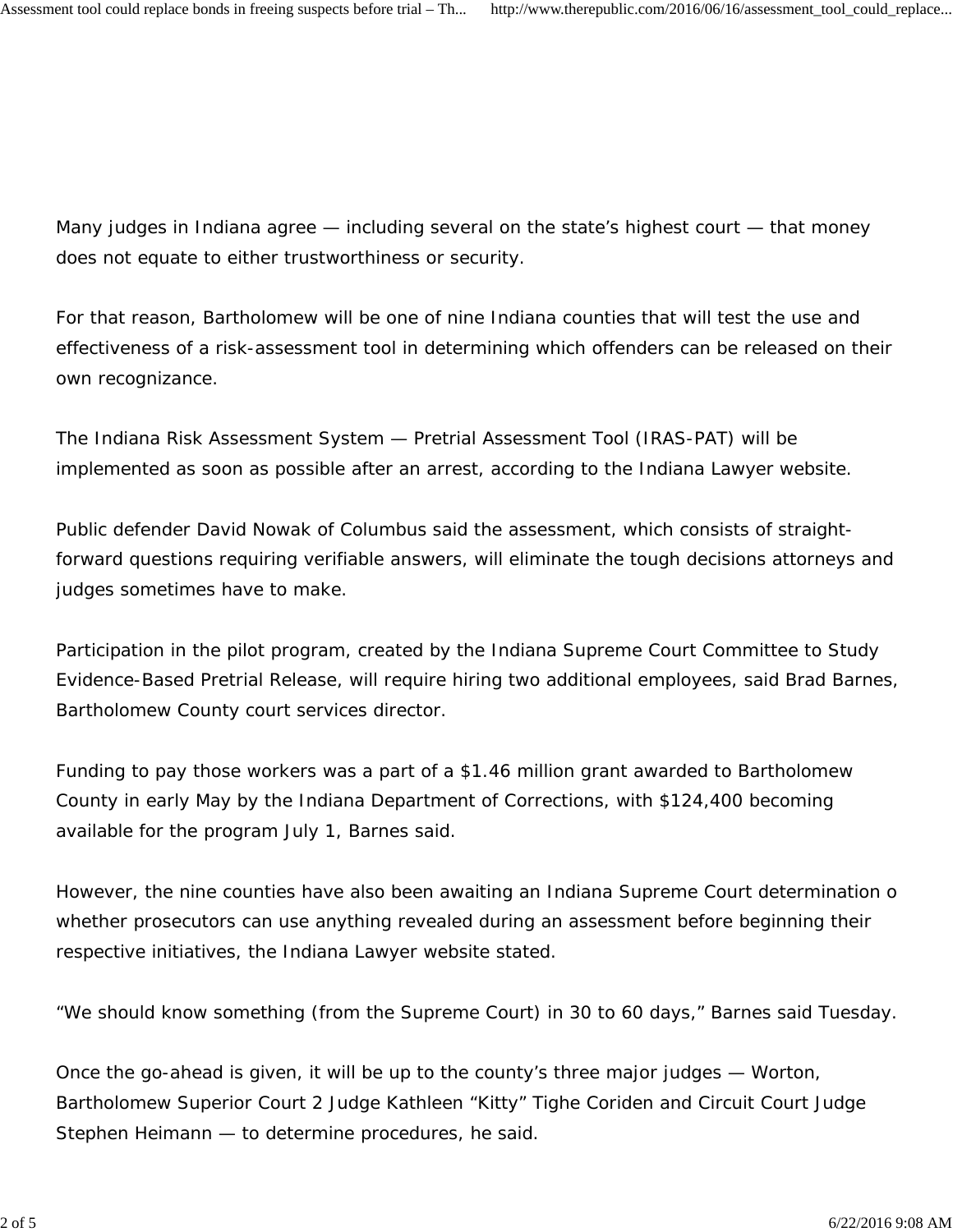Many judges in Indiana agree — including several on the state's highest court — that money does not equate to either trustworthiness or security.

For that reason, Bartholomew will be one of nine Indiana counties that will test the use and effectiveness of a risk-assessment tool in determining which offenders can be released on their own recognizance.

The Indiana Risk Assessment System — Pretrial Assessment Tool (IRAS-PAT) will be implemented as soon as possible after an arrest, according to the Indiana Lawyer website.

Public defender David Nowak of Columbus said the assessment, which consists of straight-forward questions requiring verifiable answers, will eliminate the tough decisions attorneys and judges sometimes have to make.

Participation in the pilot program, created by the Indiana Supreme Court Committee to Study Evidence-Based Pretrial Release, will require hiring two additional employees, said Brad Barnes, Bartholomew County court services director.

Funding to pay those workers was a part of a $1.46 million grant awarded to Bartholomew County in early May by the Indiana Department of Corrections, with $124,400 becoming available for the program July 1, Barnes said.

However, the nine counties have also been awaiting an Indiana Supreme Court determination o whether prosecutors can use anything revealed during an assessment before beginning their respective initiatives, the Indiana Lawyer website stated.

"We should know something (from the Supreme Court) in 30 to 60 days," Barnes said Tuesday.

Once the go-ahead is given, it will be up to the county's three major judges — Worton, Bartholomew Superior Court 2 Judge Kathleen "Kitty" Tighe Coriden and Circuit Court Judge Stephen Heimann — to determine procedures, he said.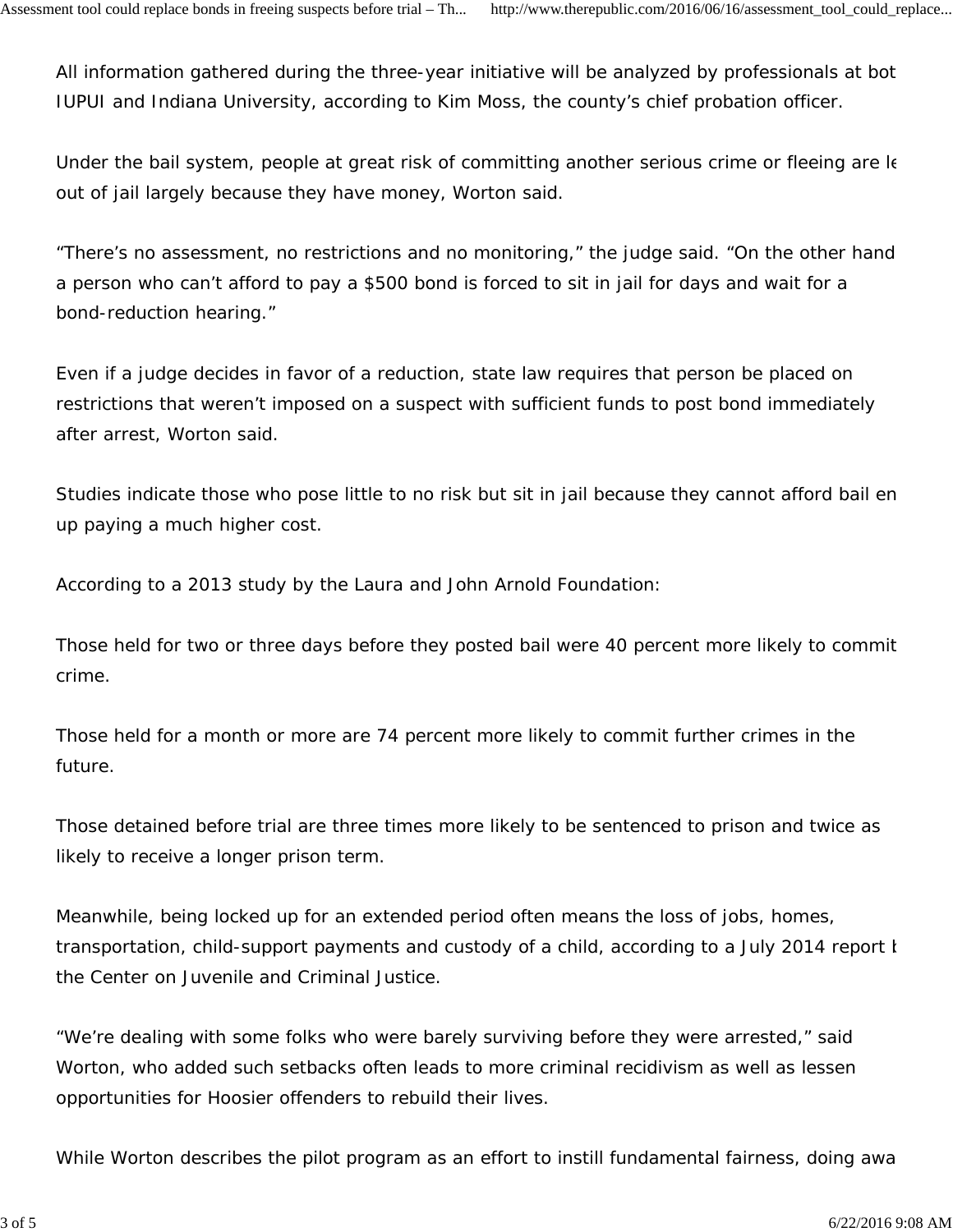All information gathered during the three-year initiative will be analyzed by professionals at bot IUPUI and Indiana University, according to Kim Moss, the county's chief probation officer.

Under the bail system, people at great risk of committing another serious crime or fleeing are le out of jail largely because they have money, Worton said.

"There's no assessment, no restrictions and no monitoring," the judge said. "On the other hand a person who can't afford to pay a $500 bond is forced to sit in jail for days and wait for a bond-reduction hearing."

Even if a judge decides in favor of a reduction, state law requires that person be placed on restrictions that weren't imposed on a suspect with sufficient funds to post bond immediately after arrest, Worton said.

Studies indicate those who pose little to no risk but sit in jail because they cannot afford bail en up paying a much higher cost.

According to a 2013 study by the Laura and John Arnold Foundation:

Those held for two or three days before they posted bail were 40 percent more likely to commit crime.

Those held for a month or more are 74 percent more likely to commit further crimes in the future.

Those detained before trial are three times more likely to be sentenced to prison and twice as likely to receive a longer prison term.

Meanwhile, being locked up for an extended period often means the loss of jobs, homes, transportation, child-support payments and custody of a child, according to a July 2014 report b the Center on Juvenile and Criminal Justice.

"We're dealing with some folks who were barely surviving before they were arrested," said Worton, who added such setbacks often leads to more criminal recidivism as well as lessen opportunities for Hoosier offenders to rebuild their lives.

While Worton describes the pilot program as an effort to instill fundamental fairness, doing awa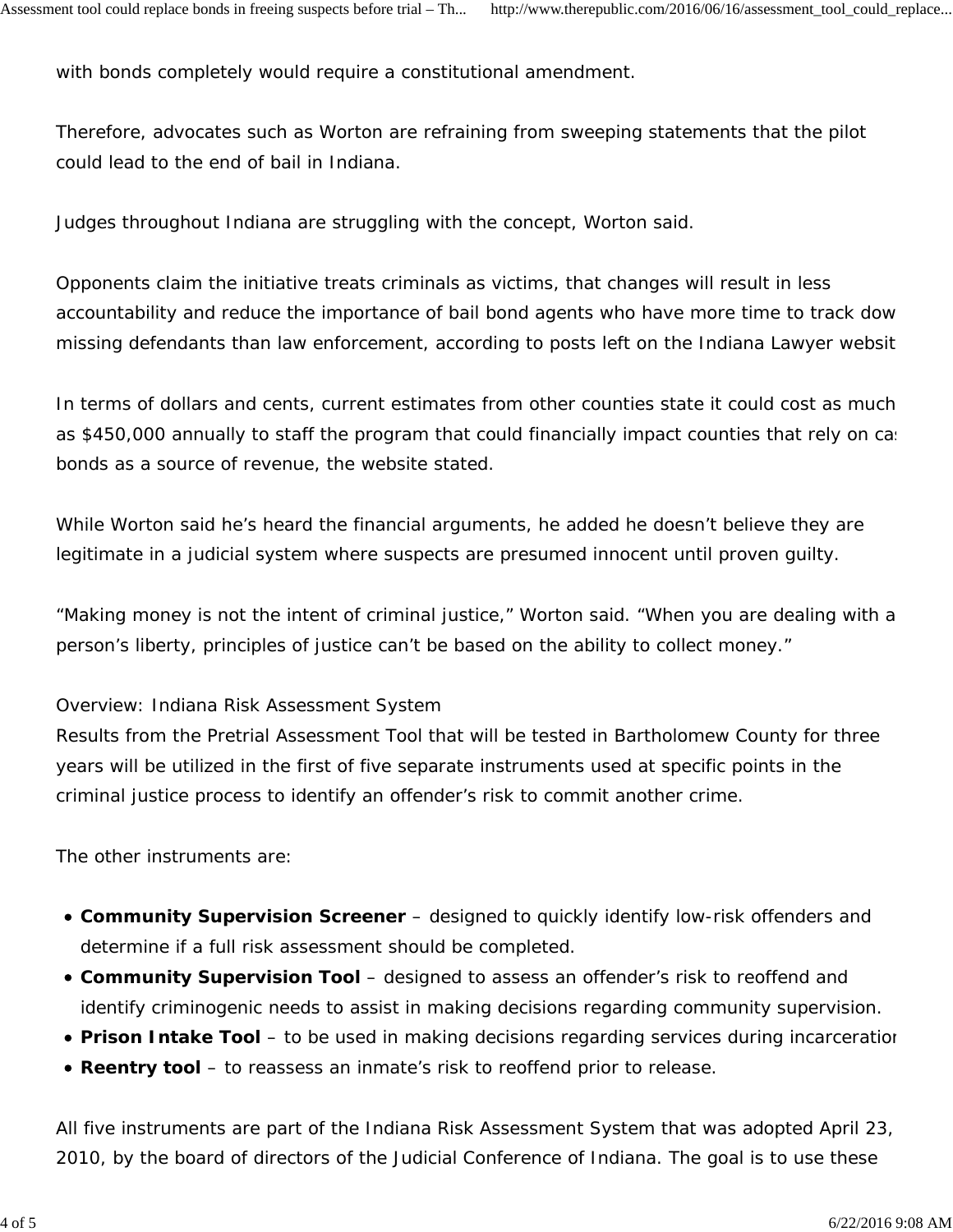with bonds completely would require a constitutional amendment.

Therefore, advocates such as Worton are refraining from sweeping statements that the pilot could lead to the end of bail in Indiana.

Judges throughout Indiana are struggling with the concept, Worton said.

Opponents claim the initiative treats criminals as victims, that changes will result in less accountability and reduce the importance of bail bond agents who have more time to track dow missing defendants than law enforcement, according to posts left on the Indiana Lawyer websit

In terms of dollars and cents, current estimates from other counties state it could cost as much as $450,000 annually to staff the program that could financially impact counties that rely on cas bonds as a source of revenue, the website stated.

While Worton said he's heard the financial arguments, he added he doesn't believe they are legitimate in a judicial system where suspects are presumed innocent until proven guilty.

"Making money is not the intent of criminal justice," Worton said. "When you are dealing with a person's liberty, principles of justice can't be based on the ability to collect money."

Overview: Indiana Risk Assessment System

Results from the Pretrial Assessment Tool that will be tested in Bartholomew County for three years will be utilized in the first of five separate instruments used at specific points in the criminal justice process to identify an offender's risk to commit another crime.

The other instruments are:

- **Community Supervision Screener** – designed to quickly identify low-risk offenders and determine if a full risk assessment should be completed.
- **Community Supervision Tool** – designed to assess an offender's risk to reoffend and identify criminogenic needs to assist in making decisions regarding community supervision.
- **Prison Intake Tool** – to be used in making decisions regarding services during incarceration
- **Reentry tool** – to reassess an inmate's risk to reoffend prior to release.

All five instruments are part of the Indiana Risk Assessment System that was adopted April 23, 2010, by the board of directors of the Judicial Conference of Indiana. The goal is to use these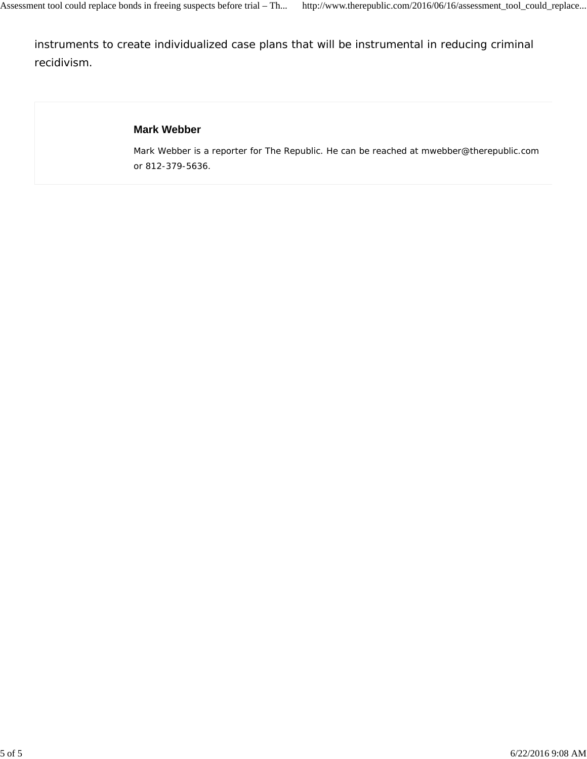instruments to create individualized case plans that will be instrumental in reducing criminal recidivism.

**Mark Webber**

Mark Webber is a reporter for The Republic. He can be reached at mwebber@therepublic.com or 812-379-5636.